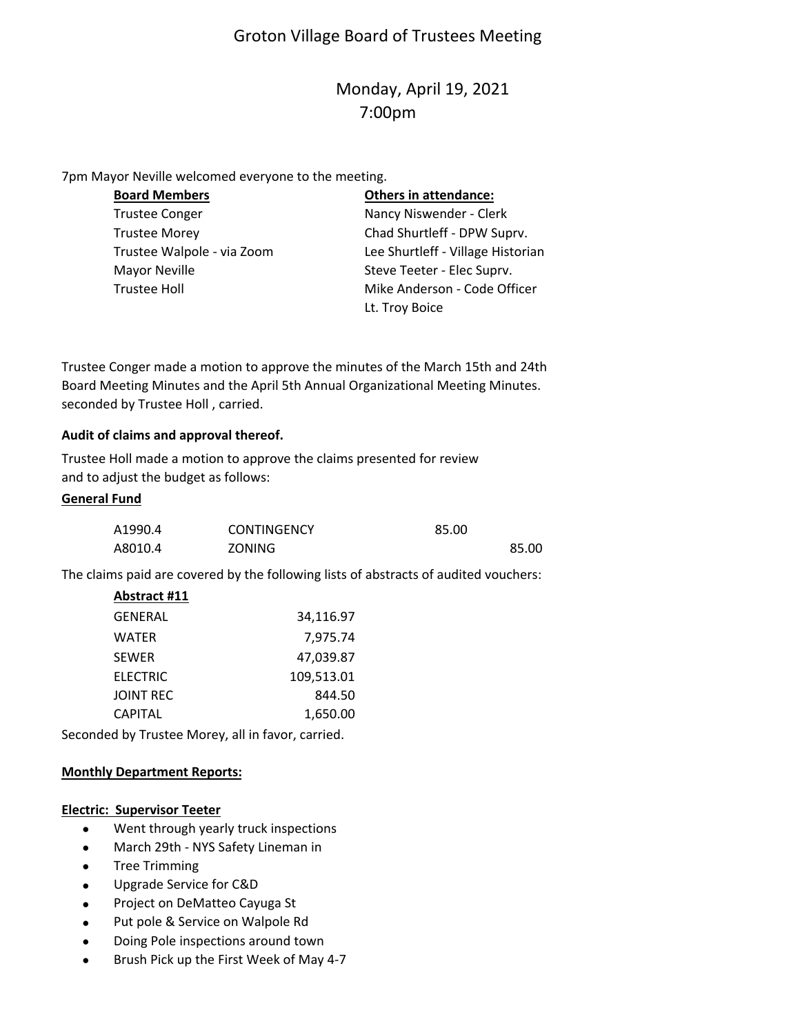# Groton Village Board of Trustees Meeting

Monday, April 19, 2021
7:00pm

7pm Mayor Neville welcomed everyone to the meeting.

| **Board Members** | **Others in attendance:** |
|---|---|
| Trustee Conger | Nancy Niswender - Clerk |
| Trustee Morey | Chad Shurtleff - DPW Suprv. |
| Trustee Walpole - via Zoom | Lee Shurtleff - Village Historian |
| Mayor Neville | Steve Teeter - Elec Suprv. |
| Trustee Holl | Mike Anderson - Code Officer |
| | Lt. Troy Boice |

Trustee Conger made a motion to approve the minutes of the March 15th and 24th Board Meeting Minutes and the April 5th Annual Organizational Meeting Minutes. seconded by Trustee Holl , carried.

**Audit of claims and approval thereof.**

Trustee Holl made a motion to approve the claims presented for review and to adjust the budget as follows:

**General Fund**

| | | | |
|---|---|---|---|
| A1990.4 | CONTINGENCY | 85.00 | |
| A8010.4 | ZONING | | 85.00 |

The claims paid are covered by the following lists of abstracts of audited vouchers:

| **Abstract #11** | |
|---|---|
| GENERAL | 34,116.97 |
| WATER | 7,975.74 |
| SEWER | 47,039.87 |
| ELECTRIC | 109,513.01 |
| JOINT REC | 844.50 |
| CAPITAL | 1,650.00 |

Seconded by Trustee Morey, all in favor, carried.

**Monthly Department Reports:**

**Electric: Supervisor Teeter**

- Went through yearly truck inspections
- March 29th - NYS Safety Lineman in
- Tree Trimming
- Upgrade Service for C&D
- Project on DeMatteo Cayuga St
- Put pole & Service on Walpole Rd
- Doing Pole inspections around town
- Brush Pick up the First Week of May 4-7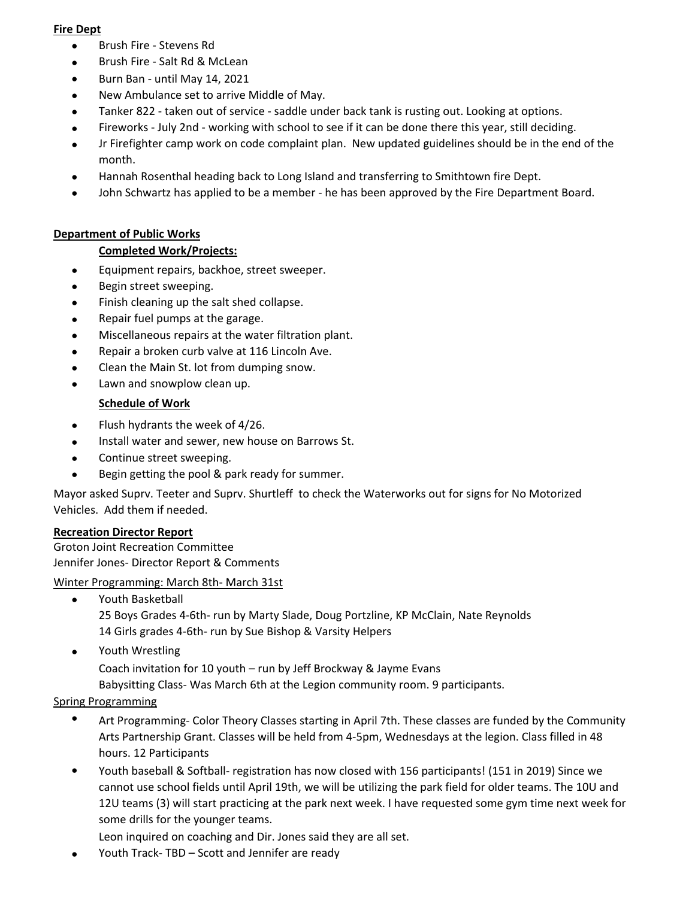**Fire Dept**

- Brush Fire - Stevens Rd
- Brush Fire - Salt Rd & McLean
- Burn Ban - until May 14, 2021
- New Ambulance set to arrive Middle of May.
- Tanker 822 - taken out of service - saddle under back tank is rusting out. Looking at options.
- Fireworks - July 2nd - working with school to see if it can be done there this year, still deciding.
- Jr Firefighter camp work on code complaint plan. New updated guidelines should be in the end of the month.
- Hannah Rosenthal heading back to Long Island and transferring to Smithtown fire Dept.
- John Schwartz has applied to be a member - he has been approved by the Fire Department Board.

**Department of Public Works**

**Completed Work/Projects:**

- Equipment repairs, backhoe, street sweeper.
- Begin street sweeping.
- Finish cleaning up the salt shed collapse.
- Repair fuel pumps at the garage.
- Miscellaneous repairs at the water filtration plant.
- Repair a broken curb valve at 116 Lincoln Ave.
- Clean the Main St. lot from dumping snow.
- Lawn and snowplow clean up.

**Schedule of Work**

- Flush hydrants the week of 4/26.
- Install water and sewer, new house on Barrows St.
- Continue street sweeping.
- Begin getting the pool & park ready for summer.

Mayor asked Suprv. Teeter and Suprv. Shurtleff to check the Waterworks out for signs for No Motorized Vehicles. Add them if needed.

**Recreation Director Report**

Groton Joint Recreation Committee
Jennifer Jones- Director Report & Comments

Winter Programming: March 8th- March 31st

- Youth Basketball
  25 Boys Grades 4-6th- run by Marty Slade, Doug Portzline, KP McClain, Nate Reynolds
  14 Girls grades 4-6th- run by Sue Bishop & Varsity Helpers
- Youth Wrestling
  Coach invitation for 10 youth – run by Jeff Brockway & Jayme Evans
  Babysitting Class- Was March 6th at the Legion community room. 9 participants.

Spring Programming

- Art Programming- Color Theory Classes starting in April 7th. These classes are funded by the Community Arts Partnership Grant. Classes will be held from 4-5pm, Wednesdays at the legion. Class filled in 48 hours. 12 Participants
- Youth baseball & Softball- registration has now closed with 156 participants! (151 in 2019) Since we cannot use school fields until April 19th, we will be utilizing the park field for older teams. The 10U and 12U teams (3) will start practicing at the park next week. I have requested some gym time next week for some drills for the younger teams.
  Leon inquired on coaching and Dir. Jones said they are all set.
- Youth Track- TBD – Scott and Jennifer are ready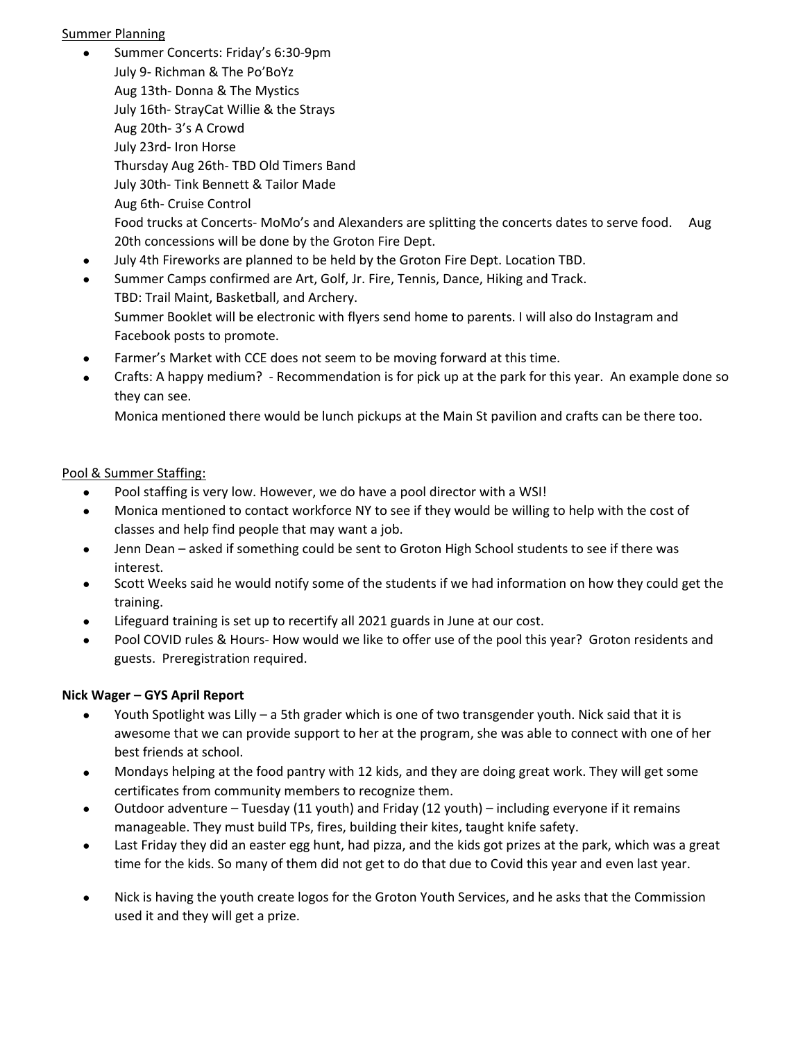Summer Planning

- Summer Concerts: Friday's 6:30-9pm
  July 9- Richman & The Po'BoYz
  Aug 13th- Donna & The Mystics
  July 16th- StrayCat Willie & the Strays
  Aug 20th- 3's A Crowd
  July 23rd- Iron Horse
  Thursday Aug 26th- TBD Old Timers Band
  July 30th- Tink Bennett & Tailor Made
  Aug 6th- Cruise Control
  Food trucks at Concerts- MoMo's and Alexanders are splitting the concerts dates to serve food. Aug 20th concessions will be done by the Groton Fire Dept.
- July 4th Fireworks are planned to be held by the Groton Fire Dept. Location TBD.
- Summer Camps confirmed are Art, Golf, Jr. Fire, Tennis, Dance, Hiking and Track.
  TBD: Trail Maint, Basketball, and Archery.
  Summer Booklet will be electronic with flyers send home to parents. I will also do Instagram and Facebook posts to promote.
- Farmer's Market with CCE does not seem to be moving forward at this time.
- Crafts: A happy medium? - Recommendation is for pick up at the park for this year. An example done so they can see.
  Monica mentioned there would be lunch pickups at the Main St pavilion and crafts can be there too.

Pool & Summer Staffing:

- Pool staffing is very low. However, we do have a pool director with a WSI!
- Monica mentioned to contact workforce NY to see if they would be willing to help with the cost of classes and help find people that may want a job.
- Jenn Dean – asked if something could be sent to Groton High School students to see if there was interest.
- Scott Weeks said he would notify some of the students if we had information on how they could get the training.
- Lifeguard training is set up to recertify all 2021 guards in June at our cost.
- Pool COVID rules & Hours- How would we like to offer use of the pool this year? Groton residents and guests. Preregistration required.

**Nick Wager – GYS April Report**

- Youth Spotlight was Lilly – a 5th grader which is one of two transgender youth. Nick said that it is awesome that we can provide support to her at the program, she was able to connect with one of her best friends at school.
- Mondays helping at the food pantry with 12 kids, and they are doing great work. They will get some certificates from community members to recognize them.
- Outdoor adventure – Tuesday (11 youth) and Friday (12 youth) – including everyone if it remains manageable. They must build TPs, fires, building their kites, taught knife safety.
- Last Friday they did an easter egg hunt, had pizza, and the kids got prizes at the park, which was a great time for the kids. So many of them did not get to do that due to Covid this year and even last year.
- Nick is having the youth create logos for the Groton Youth Services, and he asks that the Commission used it and they will get a prize.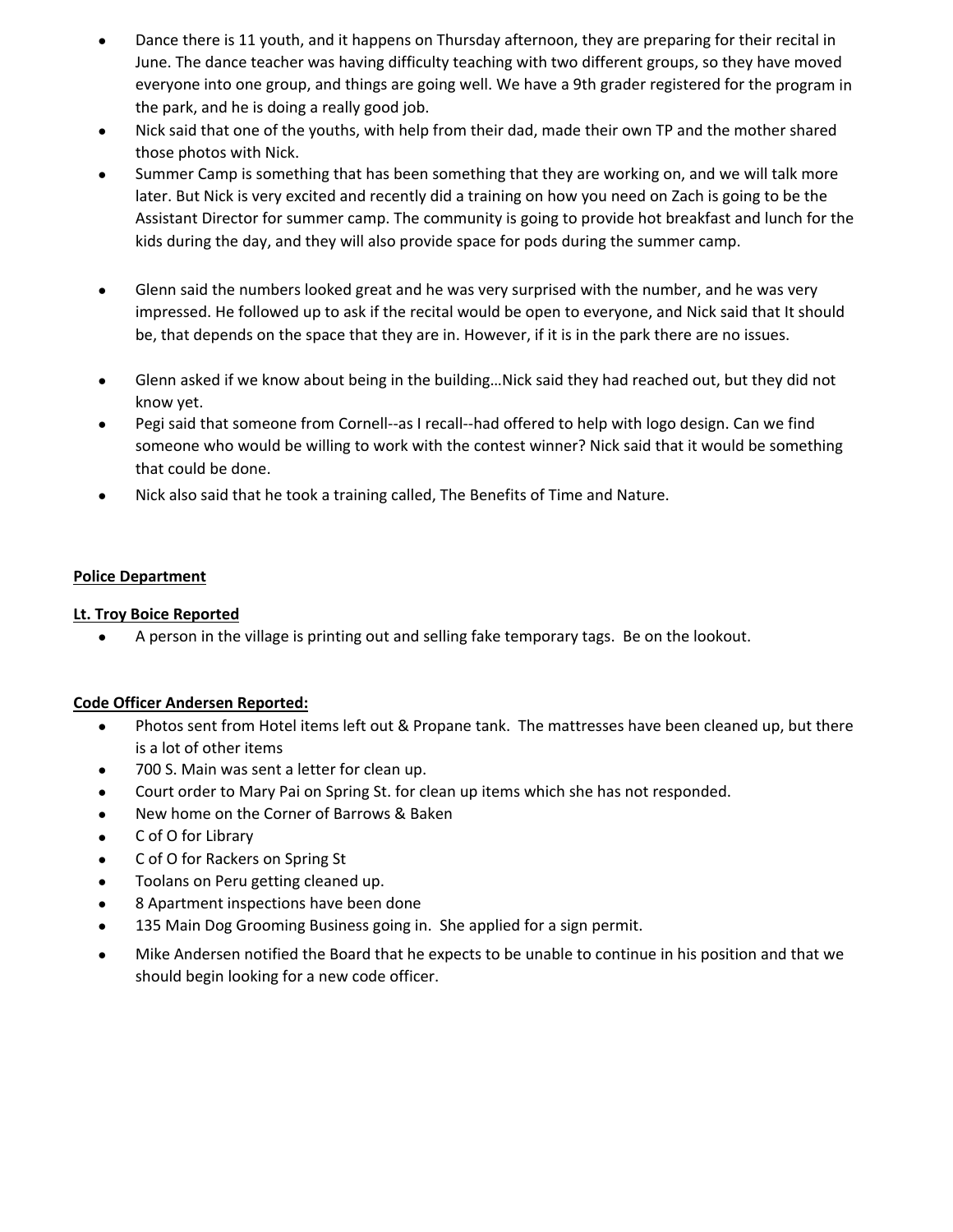- Dance there is 11 youth, and it happens on Thursday afternoon, they are preparing for their recital in June. The dance teacher was having difficulty teaching with two different groups, so they have moved everyone into one group, and things are going well. We have a 9th grader registered for the program in the park, and he is doing a really good job.
- Nick said that one of the youths, with help from their dad, made their own TP and the mother shared those photos with Nick.
- Summer Camp is something that has been something that they are working on, and we will talk more later. But Nick is very excited and recently did a training on how you need on Zach is going to be the Assistant Director for summer camp. The community is going to provide hot breakfast and lunch for the kids during the day, and they will also provide space for pods during the summer camp.

- Glenn said the numbers looked great and he was very surprised with the number, and he was very impressed. He followed up to ask if the recital would be open to everyone, and Nick said that It should be, that depends on the space that they are in. However, if it is in the park there are no issues.

- Glenn asked if we know about being in the building…Nick said they had reached out, but they did not know yet.
- Pegi said that someone from Cornell--as I recall--had offered to help with logo design. Can we find someone who would be willing to work with the contest winner? Nick said that it would be something that could be done.
- Nick also said that he took a training called, The Benefits of Time and Nature.

**Police Department**

**Lt. Troy Boice Reported**

- A person in the village is printing out and selling fake temporary tags. Be on the lookout.

**Code Officer Andersen Reported:**

- Photos sent from Hotel items left out & Propane tank. The mattresses have been cleaned up, but there is a lot of other items
- 700 S. Main was sent a letter for clean up.
- Court order to Mary Pai on Spring St. for clean up items which she has not responded.
- New home on the Corner of Barrows & Baken
- C of O for Library
- C of O for Rackers on Spring St
- Toolans on Peru getting cleaned up.
- 8 Apartment inspections have been done
- 135 Main Dog Grooming Business going in. She applied for a sign permit.
- Mike Andersen notified the Board that he expects to be unable to continue in his position and that we should begin looking for a new code officer.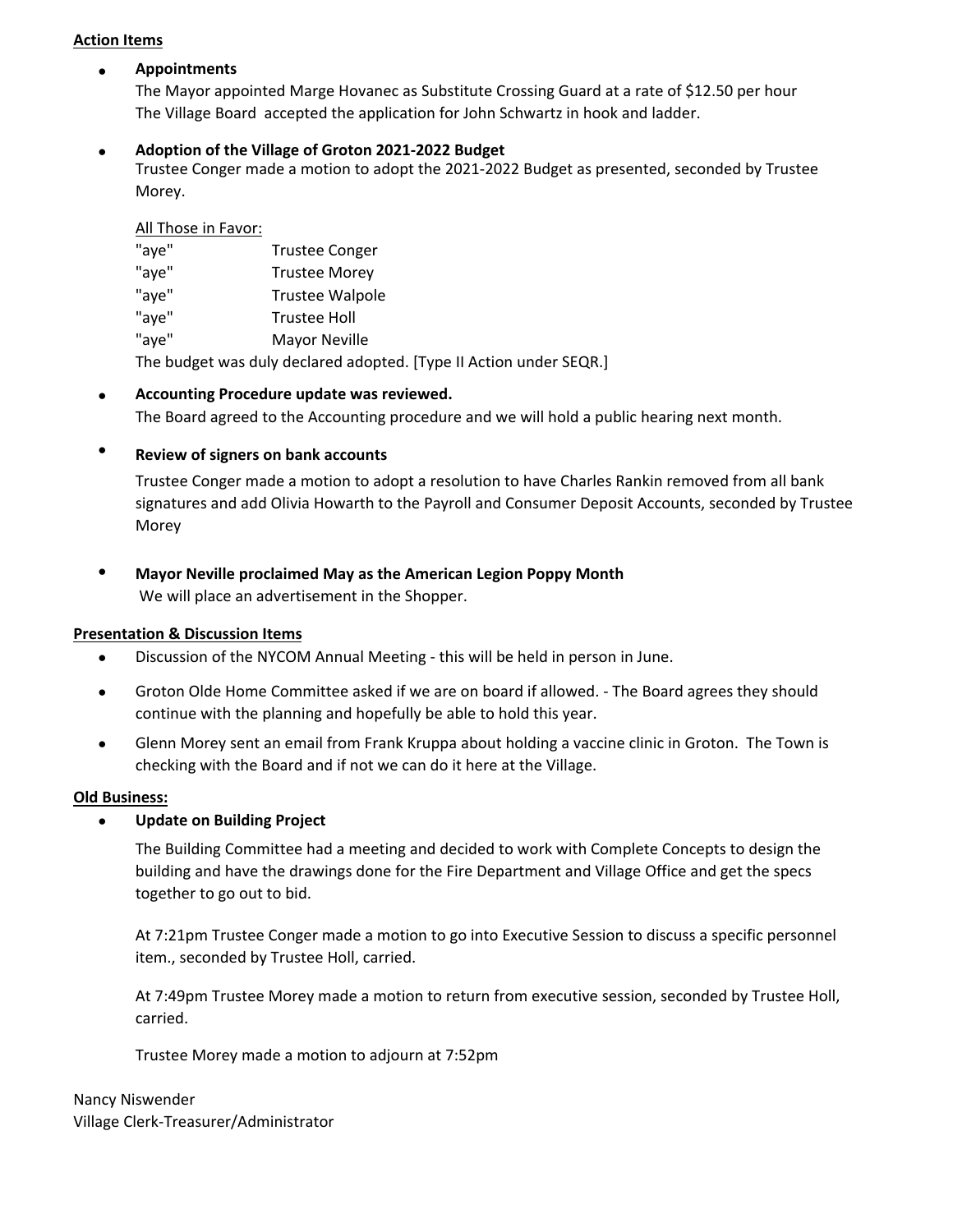**Action Items**

- **Appointments**
  The Mayor appointed Marge Hovanec as Substitute Crossing Guard at a rate of $12.50 per hour
  The Village Board accepted the application for John Schwartz in hook and ladder.

- **Adoption of the Village of Groton 2021-2022 Budget**
  Trustee Conger made a motion to adopt the 2021-2022 Budget as presented, seconded by Trustee Morey.

  All Those in Favor:

  | | |
  |---|---|
  | "aye" | Trustee Conger |
  | "aye" | Trustee Morey |
  | "aye" | Trustee Walpole |
  | "aye" | Trustee Holl |
  | "aye" | Mayor Neville |

  The budget was duly declared adopted. [Type II Action under SEQR.]

- **Accounting Procedure update was reviewed.**
  The Board agreed to the Accounting procedure and we will hold a public hearing next month.

- **Review of signers on bank accounts**

  Trustee Conger made a motion to adopt a resolution to have Charles Rankin removed from all bank signatures and add Olivia Howarth to the Payroll and Consumer Deposit Accounts, seconded by Trustee Morey

- **Mayor Neville proclaimed May as the American Legion Poppy Month**
  We will place an advertisement in the Shopper.

**Presentation & Discussion Items**

- Discussion of the NYCOM Annual Meeting - this will be held in person in June.
- Groton Olde Home Committee asked if we are on board if allowed. - The Board agrees they should continue with the planning and hopefully be able to hold this year.
- Glenn Morey sent an email from Frank Kruppa about holding a vaccine clinic in Groton. The Town is checking with the Board and if not we can do it here at the Village.

**Old Business:**

- **Update on Building Project**

  The Building Committee had a meeting and decided to work with Complete Concepts to design the building and have the drawings done for the Fire Department and Village Office and get the specs together to go out to bid.

  At 7:21pm Trustee Conger made a motion to go into Executive Session to discuss a specific personnel item., seconded by Trustee Holl, carried.

  At 7:49pm Trustee Morey made a motion to return from executive session, seconded by Trustee Holl, carried.

  Trustee Morey made a motion to adjourn at 7:52pm

Nancy Niswender
Village Clerk-Treasurer/Administrator